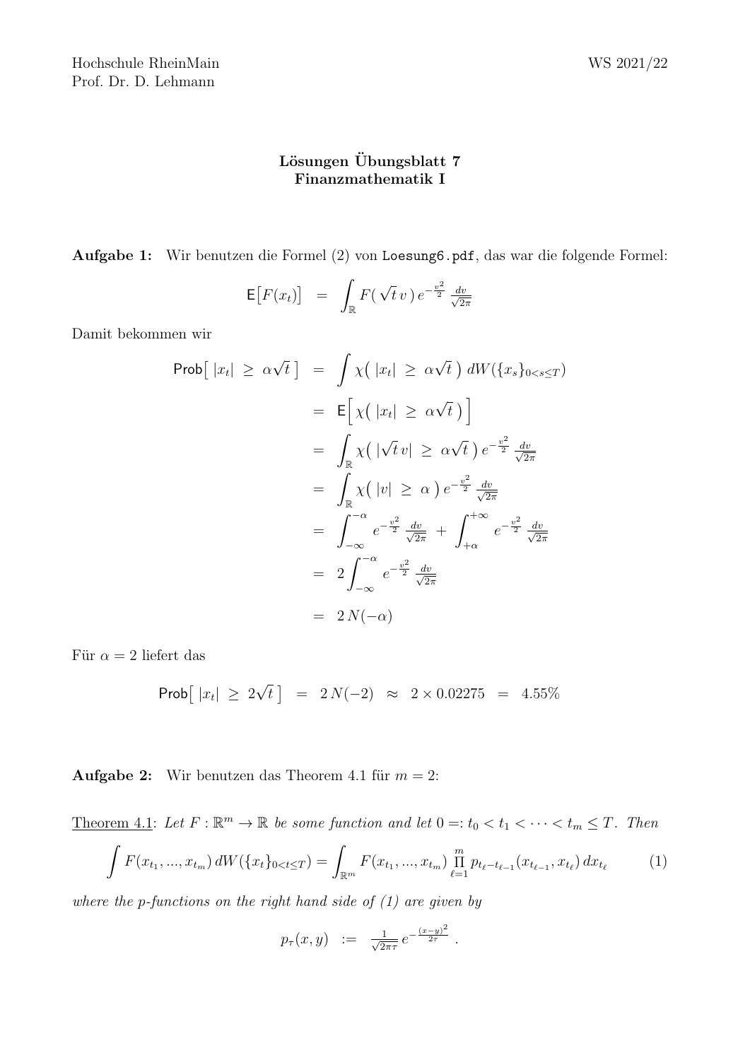Hochschule RheinMain WS 2021/22
Prof. Dr. D. Lehmann

**Lösungen Übungsblatt 7**
**Finanzmathematik I**

**Aufgabe 1:** Wir benutzen die Formel (2) von `Loesung6.pdf`, das war die folgende Formel:

$$\mathsf{E}\big[F(x_t)\big] \;=\; \int_{\mathbb{R}} F(\sqrt{t}\,v)\, e^{-\frac{v^2}{2}}\, \tfrac{dv}{\sqrt{2\pi}}$$

Damit bekommen wir

$$\begin{aligned}
\mathsf{Prob}\big[\,|x_t| \;\geq\; \alpha\sqrt{t}\,\big] \;&=\; \int \chi\big(\,|x_t| \;\geq\; \alpha\sqrt{t}\,\big)\, dW(\{x_s\}_{0<s\leq T}) \\
&=\; \mathsf{E}\Big[\,\chi\big(\,|x_t| \;\geq\; \alpha\sqrt{t}\,\big)\Big] \\
&=\; \int_{\mathbb{R}} \chi\big(\,|\sqrt{t}\,v| \;\geq\; \alpha\sqrt{t}\,\big)\, e^{-\frac{v^2}{2}}\, \tfrac{dv}{\sqrt{2\pi}} \\
&=\; \int_{\mathbb{R}} \chi\big(\,|v| \;\geq\; \alpha\,\big)\, e^{-\frac{v^2}{2}}\, \tfrac{dv}{\sqrt{2\pi}} \\
&=\; \int_{-\infty}^{-\alpha} e^{-\frac{v^2}{2}}\, \tfrac{dv}{\sqrt{2\pi}} \;+\; \int_{+\alpha}^{+\infty} e^{-\frac{v^2}{2}}\, \tfrac{dv}{\sqrt{2\pi}} \\
&=\; 2\int_{-\infty}^{-\alpha} e^{-\frac{v^2}{2}}\, \tfrac{dv}{\sqrt{2\pi}} \\
&=\; 2\,N(-\alpha)
\end{aligned}$$

Für $\alpha = 2$ liefert das

$$\mathsf{Prob}\big[\,|x_t| \;\geq\; 2\sqrt{t}\,\big] \;=\; 2\,N(-2) \;\approx\; 2 \times 0.02275 \;=\; 4.55\%$$

**Aufgabe 2:** Wir benutzen das Theorem 4.1 für $m = 2$:

Theorem 4.1: *Let $F : \mathbb{R}^m \to \mathbb{R}$ be some function and let $0 =: t_0 < t_1 < \cdots < t_m \leq T$. Then*

$$\int F(x_{t_1}, ..., x_{t_m})\, dW(\{x_t\}_{0<t\leq T}) = \int_{\mathbb{R}^m} F(x_{t_1}, ..., x_{t_m}) \prod_{\ell=1}^{m} p_{t_\ell - t_{\ell-1}}(x_{t_{\ell-1}}, x_{t_\ell})\, dx_{t_\ell} \qquad (1)$$

*where the p-functions on the right hand side of (1) are given by*

$$p_\tau(x,y) \;:=\; \tfrac{1}{\sqrt{2\pi\tau}}\, e^{-\frac{(x-y)^2}{2\tau}} \;.$$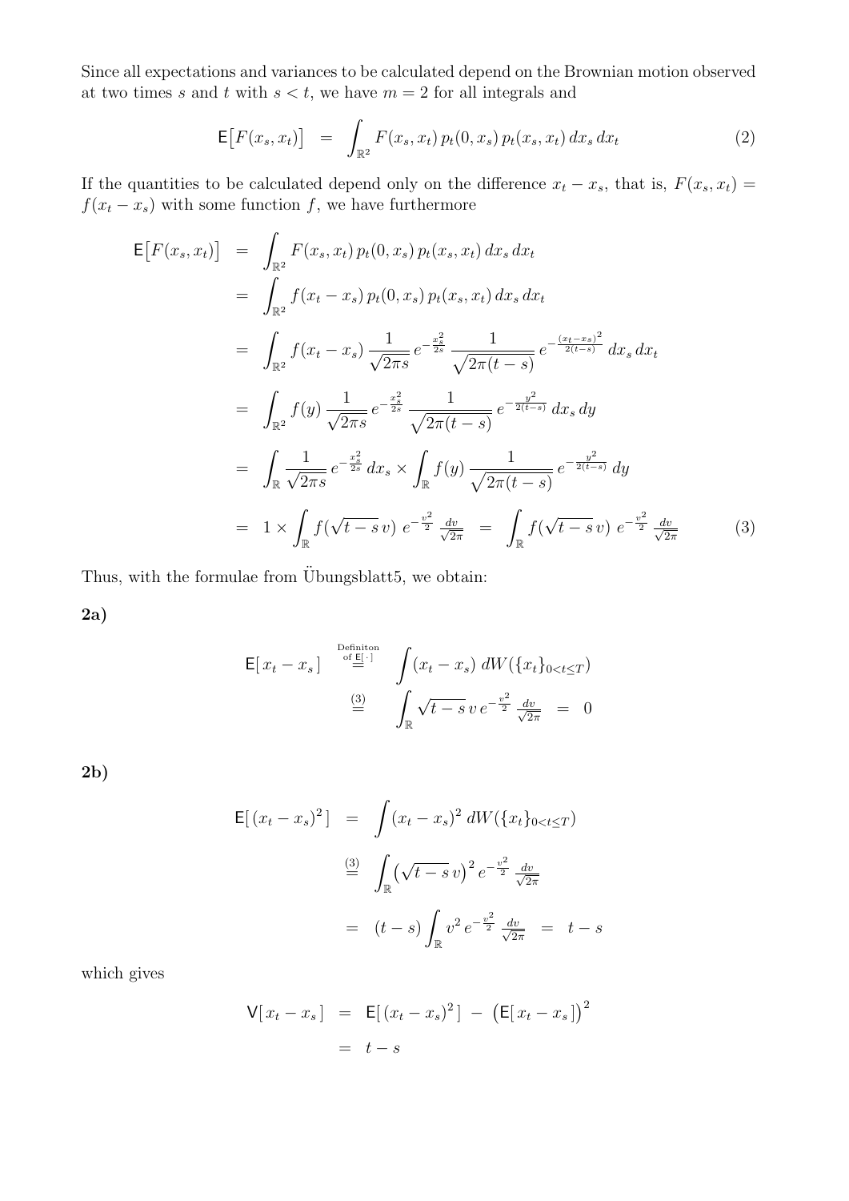Since all expectations and variances to be calculated depend on the Brownian motion observed at two times $s$ and $t$ with $s < t$, we have $m = 2$ for all integrals and

$$\mathsf{E}\big[F(x_s, x_t)\big] \;=\; \int_{\mathbb{R}^2} F(x_s, x_t)\, p_t(0, x_s)\, p_t(x_s, x_t)\, dx_s\, dx_t \tag{2}$$

If the quantities to be calculated depend only on the difference $x_t - x_s$, that is, $F(x_s, x_t) = f(x_t - x_s)$ with some function $f$, we have furthermore

$$\begin{aligned}
\mathsf{E}\big[F(x_s, x_t)\big] \;&=\; \int_{\mathbb{R}^2} F(x_s, x_t)\, p_t(0, x_s)\, p_t(x_s, x_t)\, dx_s\, dx_t \\
&=\; \int_{\mathbb{R}^2} f(x_t - x_s)\, p_t(0, x_s)\, p_t(x_s, x_t)\, dx_s\, dx_t \\
&=\; \int_{\mathbb{R}^2} f(x_t - x_s)\, \frac{1}{\sqrt{2\pi s}}\, e^{-\frac{x_s^2}{2s}}\, \frac{1}{\sqrt{2\pi(t-s)}}\, e^{-\frac{(x_t - x_s)^2}{2(t-s)}}\, dx_s\, dx_t \\
&=\; \int_{\mathbb{R}^2} f(y)\, \frac{1}{\sqrt{2\pi s}}\, e^{-\frac{x_s^2}{2s}}\, \frac{1}{\sqrt{2\pi(t-s)}}\, e^{-\frac{y^2}{2(t-s)}}\, dx_s\, dy \\
&=\; \int_{\mathbb{R}} \frac{1}{\sqrt{2\pi s}}\, e^{-\frac{x_s^2}{2s}}\, dx_s \times \int_{\mathbb{R}} f(y)\, \frac{1}{\sqrt{2\pi(t-s)}}\, e^{-\frac{y^2}{2(t-s)}}\, dy \\
&=\; 1 \times \int_{\mathbb{R}} f(\sqrt{t-s}\, v)\; e^{-\frac{v^2}{2}}\, \tfrac{dv}{\sqrt{2\pi}} \;=\; \int_{\mathbb{R}} f(\sqrt{t-s}\, v)\; e^{-\frac{v^2}{2}}\, \tfrac{dv}{\sqrt{2\pi}}
\end{aligned} \tag{3}$$

Thus, with the formulae from Übungsblatt5, we obtain:

**2a)**

$$\begin{aligned}
\mathsf{E}[\, x_t - x_s \,] \;&\overset{\text{Definiton of } \mathsf{E}[\,\cdot\,]}{=}\; \int (x_t - x_s)\; dW(\{x_t\}_{0<t\leq T}) \\
&\overset{(3)}{=}\; \int_{\mathbb{R}} \sqrt{t-s}\, v\, e^{-\frac{v^2}{2}}\, \tfrac{dv}{\sqrt{2\pi}} \;=\; 0
\end{aligned}$$

**2b)**

$$\begin{aligned}
\mathsf{E}[\, (x_t - x_s)^2 \,] \;&=\; \int (x_t - x_s)^2\; dW(\{x_t\}_{0<t\leq T}) \\
&\overset{(3)}{=}\; \int_{\mathbb{R}} \big(\sqrt{t-s}\, v\big)^2\, e^{-\frac{v^2}{2}}\, \tfrac{dv}{\sqrt{2\pi}} \\
&=\; (t-s) \int_{\mathbb{R}} v^2\, e^{-\frac{v^2}{2}}\, \tfrac{dv}{\sqrt{2\pi}} \;=\; t - s
\end{aligned}$$

which gives

$$\begin{aligned}
\mathsf{V}[\, x_t - x_s \,] \;&=\; \mathsf{E}[\, (x_t - x_s)^2 \,] \;-\; \big(\mathsf{E}[\, x_t - x_s \,]\big)^2 \\
&=\; t - s
\end{aligned}$$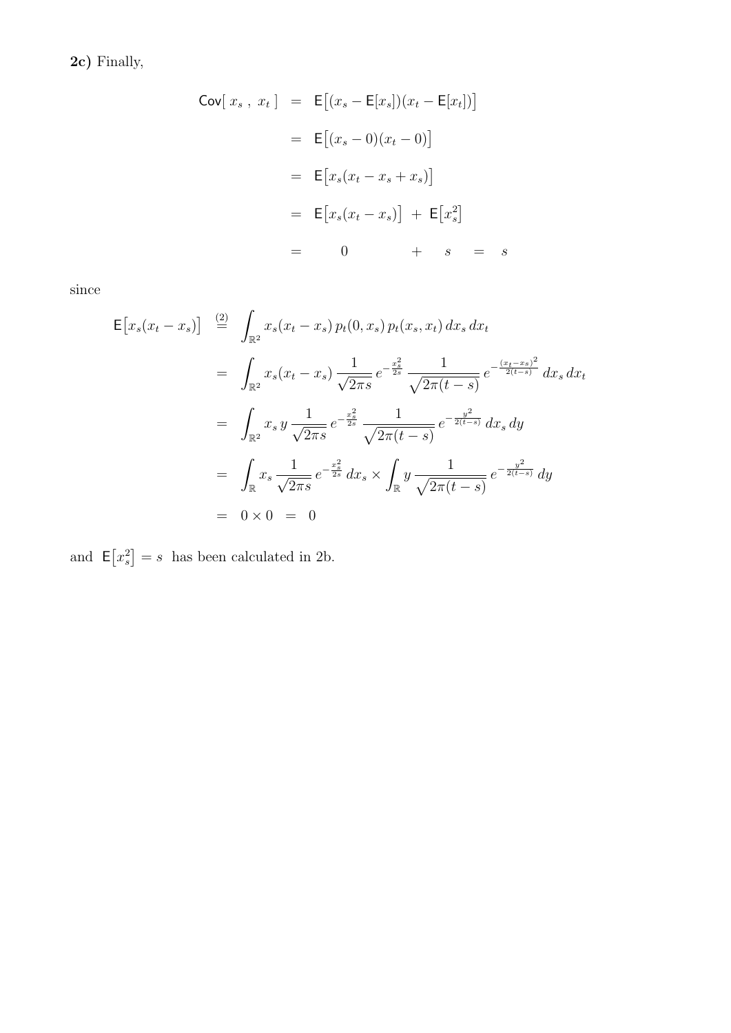**2c)** Finally,

$$
\begin{aligned}
\mathsf{Cov}[\, x_s \,,\, x_t \,] &= \mathsf{E}\big[(x_s - \mathsf{E}[x_s])(x_t - \mathsf{E}[x_t])\big] \\
&= \mathsf{E}\big[(x_s - 0)(x_t - 0)\big] \\
&= \mathsf{E}\big[x_s(x_t - x_s + x_s)\big] \\
&= \mathsf{E}\big[x_s(x_t - x_s)\big] \;+\; \mathsf{E}\big[x_s^2\big] \\
&= \qquad 0 \qquad\quad + \quad s \quad = \quad s
\end{aligned}
$$

since

$$
\begin{aligned}
\mathsf{E}\big[x_s(x_t - x_s)\big] &\overset{(2)}{=} \int_{\mathbb{R}^2} x_s(x_t - x_s)\, p_t(0, x_s)\, p_t(x_s, x_t)\, dx_s\, dx_t \\
&= \int_{\mathbb{R}^2} x_s(x_t - x_s)\, \frac{1}{\sqrt{2\pi s}}\, e^{-\frac{x_s^2}{2s}}\, \frac{1}{\sqrt{2\pi(t-s)}}\, e^{-\frac{(x_t - x_s)^2}{2(t-s)}}\, dx_s\, dx_t \\
&= \int_{\mathbb{R}^2} x_s\, y\, \frac{1}{\sqrt{2\pi s}}\, e^{-\frac{x_s^2}{2s}}\, \frac{1}{\sqrt{2\pi(t-s)}}\, e^{-\frac{y^2}{2(t-s)}}\, dx_s\, dy \\
&= \int_{\mathbb{R}} x_s\, \frac{1}{\sqrt{2\pi s}}\, e^{-\frac{x_s^2}{2s}}\, dx_s \times \int_{\mathbb{R}} y\, \frac{1}{\sqrt{2\pi(t-s)}}\, e^{-\frac{y^2}{2(t-s)}}\, dy \\
&= 0 \times 0 \;=\; 0
\end{aligned}
$$

and $\mathsf{E}\big[x_s^2\big] = s$ has been calculated in 2b.